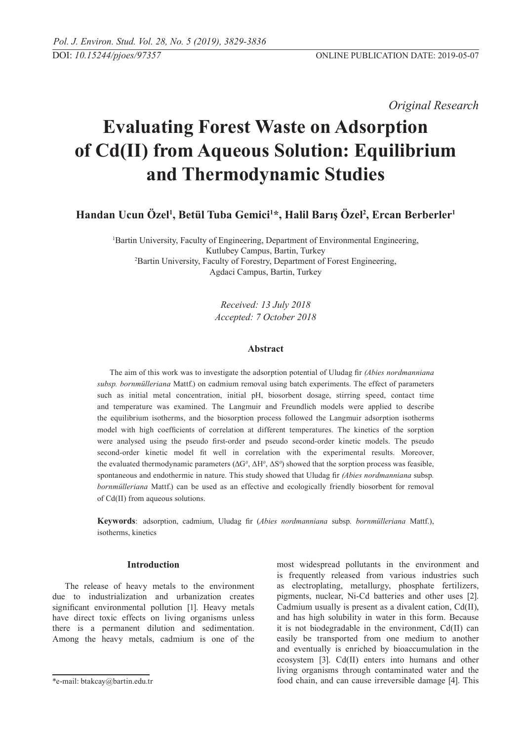DOI: *10.15244/pjoes/97357*

ONLINE PUBLICATION DATE: 2019-05-07

*Original Research*

# Evaluating Forest Waste on Adsorption of Cd(II) from Aqueous Solution: Equilibrium and Thermodynamic Studies

**Handan Ucun Özel[1], Betül Tuba Gemici[1]*, Halil Barış Özel[2], Ercan Berberler[1]**

[1]Bartin University, Faculty of Engineering, Department of Environmental Engineering, Kutlubey Campus, Bartin, Turkey
[2]Bartin University, Faculty of Forestry, Department of Forest Engineering, Agdaci Campus, Bartin, Turkey

*Received: 13 July 2018*
*Accepted: 7 October 2018*

### Abstract

The aim of this work was to investigate the adsorption potential of Uludag fir *(Abies nordmanniana subsp. bornmülleriana* Mattf.) on cadmium removal using batch experiments. The effect of parameters such as initial metal concentration, initial pH, biosorbent dosage, stirring speed, contact time and temperature was examined. The Langmuir and Freundlich models were applied to describe the equilibrium isotherms, and the biosorption process followed the Langmuir adsorption isotherms model with high coefficients of correlation at different temperatures. The kinetics of the sorption were analysed using the pseudo first-order and pseudo second-order kinetic models. The pseudo second-order kinetic model fit well in correlation with the experimental results. Moreover, the evaluated thermodynamic parameters ($\Delta G^0$, $\Delta H^0$, $\Delta S^0$) showed that the sorption process was feasible, spontaneous and endothermic in nature. This study showed that Uludag fir *(Abies nordmanniana* subsp*. bornmülleriana* Mattf.) can be used as an effective and ecologically friendly biosorbent for removal of Cd(II) from aqueous solutions.

**Keywords**: adsorption, cadmium, Uludag fir (*Abies nordmanniana* subsp*. bornmülleriana* Mattf.), isotherms, kinetics

### Introduction

The release of heavy metals to the environment due to industrialization and urbanization creates significant environmental pollution [1]. Heavy metals have direct toxic effects on living organisms unless there is a permanent dilution and sedimentation. Among the heavy metals, cadmium is one of the most widespread pollutants in the environment and is frequently released from various industries such as electroplating, metallurgy, phosphate fertilizers, pigments, nuclear, Ni-Cd batteries and other uses [2]. Cadmium usually is present as a divalent cation, Cd(II), and has high solubility in water in this form. Because it is not biodegradable in the environment, Cd(II) can easily be transported from one medium to another and eventually is enriched by bioaccumulation in the ecosystem [3]. Cd(II) enters into humans and other living organisms through contaminated water and the food chain, and can cause irreversible damage [4]. This

*e-mail: btakcay@bartin.edu.tr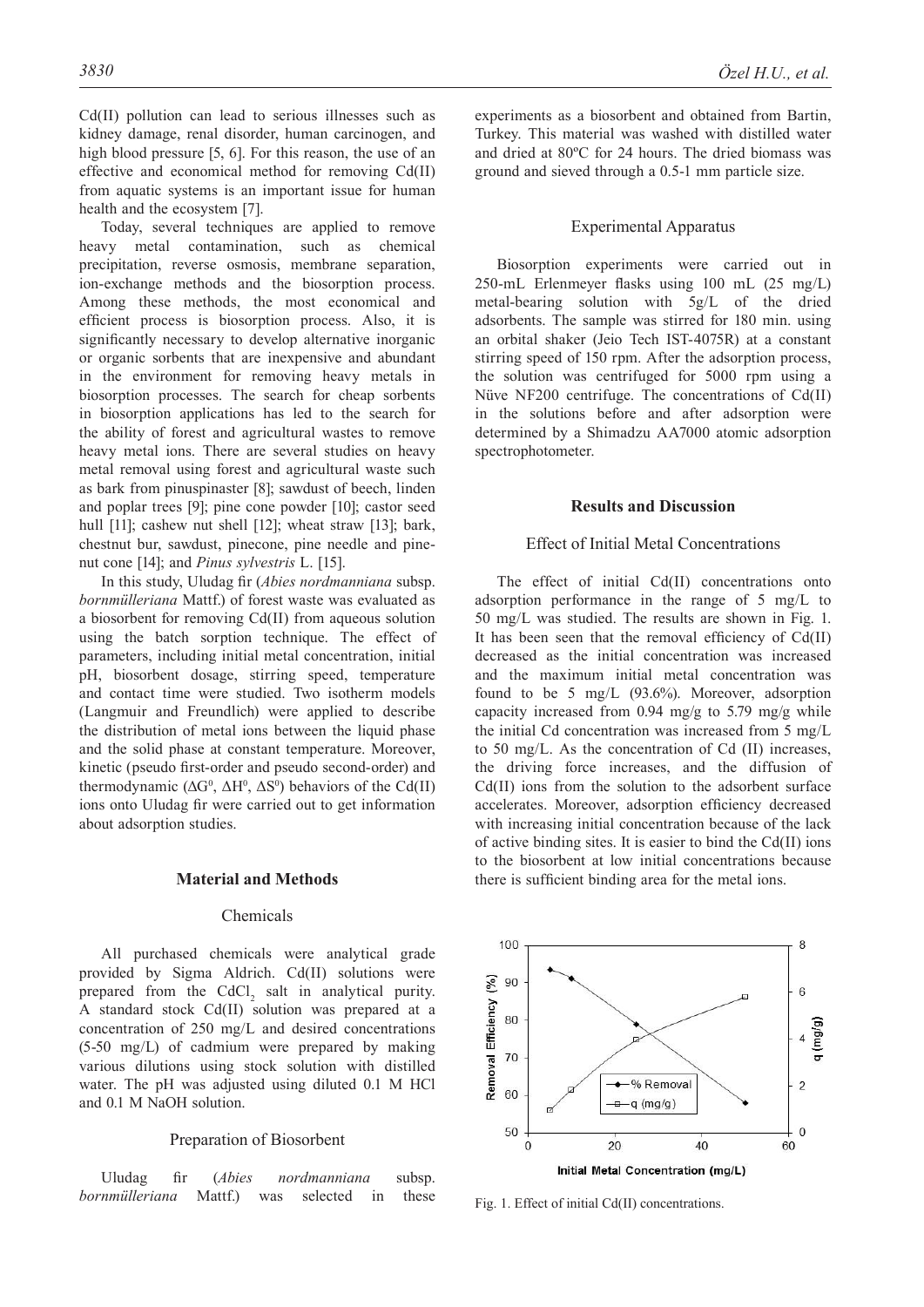Cd(II) pollution can lead to serious illnesses such as kidney damage, renal disorder, human carcinogen, and high blood pressure [5, 6]. For this reason, the use of an effective and economical method for removing Cd(II) from aquatic systems is an important issue for human health and the ecosystem [7].

Today, several techniques are applied to remove heavy metal contamination, such as chemical precipitation, reverse osmosis, membrane separation, ion-exchange methods and the biosorption process. Among these methods, the most economical and efficient process is biosorption process. Also, it is significantly necessary to develop alternative inorganic or organic sorbents that are inexpensive and abundant in the environment for removing heavy metals in biosorption processes. The search for cheap sorbents in biosorption applications has led to the search for the ability of forest and agricultural wastes to remove heavy metal ions. There are several studies on heavy metal removal using forest and agricultural waste such as bark from pinuspinaster [8]; sawdust of beech, linden and poplar trees [9]; pine cone powder [10]; castor seed hull [11]; cashew nut shell [12]; wheat straw [13]; bark, chestnut bur, sawdust, pinecone, pine needle and pine-nut cone [14]; and *Pinus sylvestris* L. [15].

In this study, Uludag fir (*Abies nordmanniana* subsp. *bornmülleriana* Mattf.) of forest waste was evaluated as a biosorbent for removing Cd(II) from aqueous solution using the batch sorption technique. The effect of parameters, including initial metal concentration, initial pH, biosorbent dosage, stirring speed, temperature and contact time were studied. Two isotherm models (Langmuir and Freundlich) were applied to describe the distribution of metal ions between the liquid phase and the solid phase at constant temperature. Moreover, kinetic (pseudo first-order and pseudo second-order) and thermodynamic ($\Delta G^0$, $\Delta H^0$, $\Delta S^0$) behaviors of the Cd(II) ions onto Uludag fir were carried out to get information about adsorption studies.

## Material and Methods

### Chemicals

All purchased chemicals were analytical grade provided by Sigma Aldrich. Cd(II) solutions were prepared from the $CdCl_2$ salt in analytical purity. A standard stock Cd(II) solution was prepared at a concentration of 250 mg/L and desired concentrations (5-50 mg/L) of cadmium were prepared by making various dilutions using stock solution with distilled water. The pH was adjusted using diluted 0.1 M HCl and 0.1 M NaOH solution.

### Preparation of Biosorbent

Uludag fir (*Abies nordmanniana* subsp. *bornmülleriana* Mattf.) was selected in these experiments as a biosorbent and obtained from Bartin, Turkey. This material was washed with distilled water and dried at 80ºC for 24 hours. The dried biomass was ground and sieved through a 0.5-1 mm particle size.

### Experimental Apparatus

Biosorption experiments were carried out in 250-mL Erlenmeyer flasks using 100 mL (25 mg/L) metal-bearing solution with 5g/L of the dried adsorbents. The sample was stirred for 180 min. using an orbital shaker (Jeio Tech IST-4075R) at a constant stirring speed of 150 rpm. After the adsorption process, the solution was centrifuged for 5000 rpm using a Nüve NF200 centrifuge. The concentrations of Cd(II) in the solutions before and after adsorption were determined by a Shimadzu AA7000 atomic adsorption spectrophotometer.

## Results and Discussion

### Effect of Initial Metal Concentrations

The effect of initial Cd(II) concentrations onto adsorption performance in the range of 5 mg/L to 50 mg/L was studied. The results are shown in Fig. 1. It has been seen that the removal efficiency of Cd(II) decreased as the initial concentration was increased and the maximum initial metal concentration was found to be 5 mg/L (93.6%). Moreover, adsorption capacity increased from 0.94 mg/g to 5.79 mg/g while the initial Cd concentration was increased from 5 mg/L to 50 mg/L. As the concentration of Cd (II) increases, the driving force increases, and the diffusion of Cd(II) ions from the solution to the adsorbent surface accelerates. Moreover, adsorption efficiency decreased with increasing initial concentration because of the lack of active binding sites. It is easier to bind the Cd(II) ions to the biosorbent at low initial concentrations because there is sufficient binding area for the metal ions.

Fig. 1. Effect of initial Cd(II) concentrations.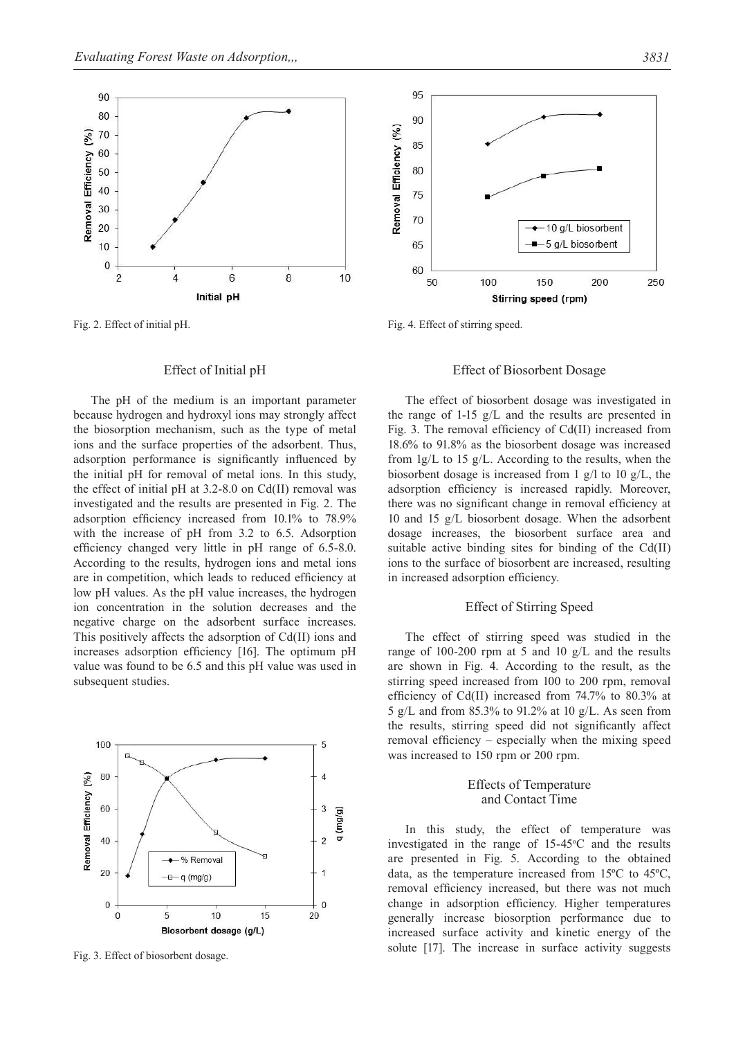Fig. 2. Effect of initial pH.

Fig. 4. Effect of stirring speed.

## Effect of Initial pH

The pH of the medium is an important parameter because hydrogen and hydroxyl ions may strongly affect the biosorption mechanism, such as the type of metal ions and the surface properties of the adsorbent. Thus, adsorption performance is significantly influenced by the initial pH for removal of metal ions. In this study, the effect of initial pH at 3.2-8.0 on Cd(II) removal was investigated and the results are presented in Fig. 2. The adsorption efficiency increased from 10.1% to 78.9% with the increase of pH from 3.2 to 6.5. Adsorption efficiency changed very little in pH range of 6.5-8.0. According to the results, hydrogen ions and metal ions are in competition, which leads to reduced efficiency at low pH values. As the pH value increases, the hydrogen ion concentration in the solution decreases and the negative charge on the adsorbent surface increases. This positively affects the adsorption of Cd(II) ions and increases adsorption efficiency [16]. The optimum pH value was found to be 6.5 and this pH value was used in subsequent studies.

Fig. 3. Effect of biosorbent dosage.

## Effect of Biosorbent Dosage

The effect of biosorbent dosage was investigated in the range of 1-15 g/L and the results are presented in Fig. 3. The removal efficiency of Cd(II) increased from 18.6% to 91.8% as the biosorbent dosage was increased from 1g/L to 15 g/L. According to the results, when the biosorbent dosage is increased from 1 g/l to 10 g/L, the adsorption efficiency is increased rapidly. Moreover, there was no significant change in removal efficiency at 10 and 15 g/L biosorbent dosage. When the adsorbent dosage increases, the biosorbent surface area and suitable active binding sites for binding of the Cd(II) ions to the surface of biosorbent are increased, resulting in increased adsorption efficiency.

## Effect of Stirring Speed

The effect of stirring speed was studied in the range of 100-200 rpm at 5 and 10 g/L and the results are shown in Fig. 4. According to the result, as the stirring speed increased from 100 to 200 rpm, removal efficiency of Cd(II) increased from 74.7% to 80.3% at 5 g/L and from 85.3% to 91.2% at 10 g/L. As seen from the results, stirring speed did not significantly affect removal efficiency – especially when the mixing speed was increased to 150 rpm or 200 rpm.

## Effects of Temperature and Contact Time

In this study, the effect of temperature was investigated in the range of 15-45°C and the results are presented in Fig. 5. According to the obtained data, as the temperature increased from 15ºC to 45ºC, removal efficiency increased, but there was not much change in adsorption efficiency. Higher temperatures generally increase biosorption performance due to increased surface activity and kinetic energy of the solute [17]. The increase in surface activity suggests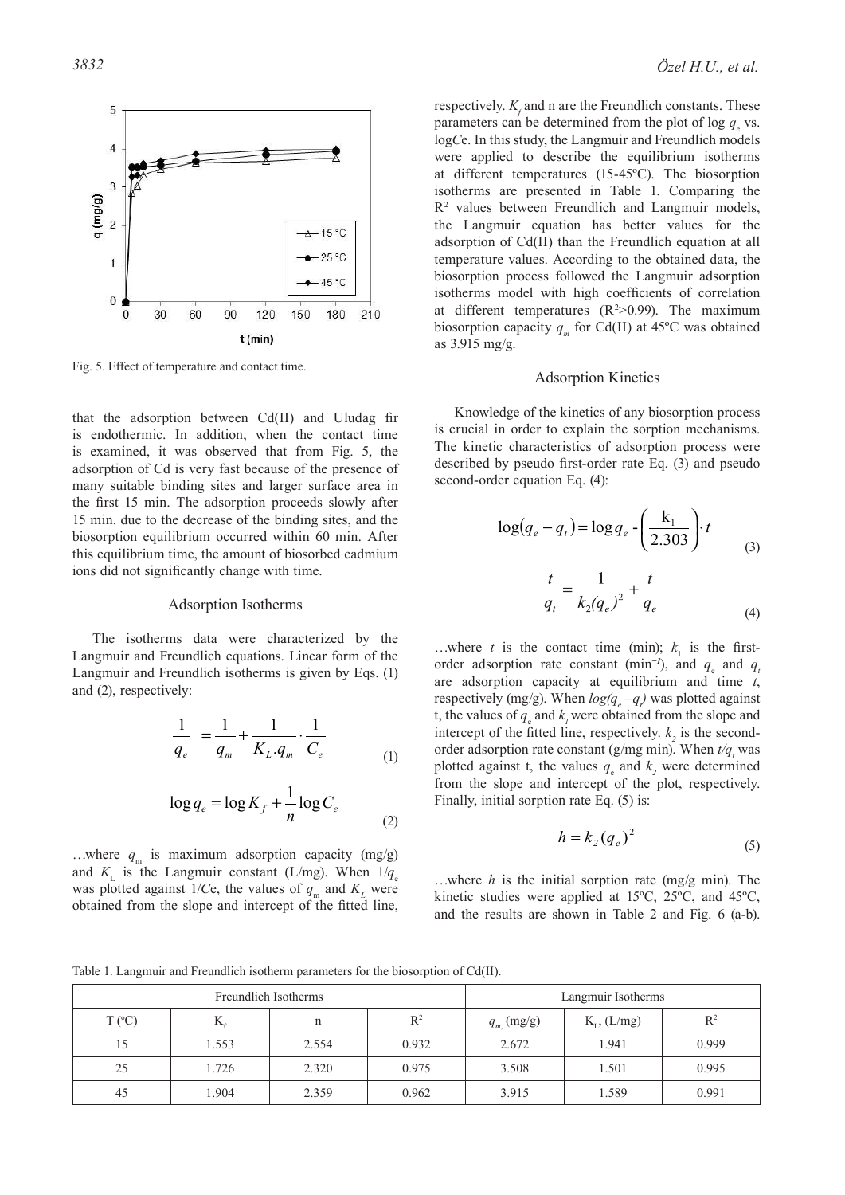Fig. 5. Effect of temperature and contact time.

that the adsorption between Cd(II) and Uludag fir is endothermic. In addition, when the contact time is examined, it was observed that from Fig. 5, the adsorption of Cd is very fast because of the presence of many suitable binding sites and larger surface area in the first 15 min. The adsorption proceeds slowly after 15 min. due to the decrease of the binding sites, and the biosorption equilibrium occurred within 60 min. After this equilibrium time, the amount of biosorbed cadmium ions did not significantly change with time.

## Adsorption Isotherms

The isotherms data were characterized by the Langmuir and Freundlich equations. Linear form of the Langmuir and Freundlich isotherms is given by Eqs. (1) and (2), respectively:

$$\frac{1}{q_e} = \frac{1}{q_m} + \frac{1}{K_L . q_m} \cdot \frac{1}{C_e} \tag{1}$$

$$\log q_e = \log K_f + \frac{1}{n} \log C_e \tag{2}$$

…where $q_m$ is maximum adsorption capacity (mg/g) and $K_L$ is the Langmuir constant (L/mg). When $1/q_e$ was plotted against $1/C$e, the values of $q_m$ and $K_L$ were obtained from the slope and intercept of the fitted line, respectively. $K_f$ and n are the Freundlich constants. These parameters can be determined from the plot of log $q_e$ vs. log$C$e. In this study, the Langmuir and Freundlich models were applied to describe the equilibrium isotherms at different temperatures (15-45ºC). The biosorption isotherms are presented in Table 1. Comparing the $R^2$ values between Freundlich and Langmuir models, the Langmuir equation has better values for the adsorption of Cd(II) than the Freundlich equation at all temperature values. According to the obtained data, the biosorption process followed the Langmuir adsorption isotherms model with high coefficients of correlation at different temperatures ($R^2$>0.99). The maximum biosorption capacity $q_m$ for Cd(II) at 45ºC was obtained as 3.915 mg/g.

## Adsorption Kinetics

Knowledge of the kinetics of any biosorption process is crucial in order to explain the sorption mechanisms. The kinetic characteristics of adsorption process were described by pseudo first-order rate Eq. (3) and pseudo second-order equation Eq. (4):

$$\log(q_e - q_t) = \log q_e - \left(\frac{k_1}{2.303}\right) \cdot t \tag{3}$$

$$\frac{t}{q_t} = \frac{1}{k_2 (q_e)^2} + \frac{t}{q_e} \tag{4}$$

…where $t$ is the contact time (min); $k_1$ is the first-order adsorption rate constant (min$^{-1}$), and $q_e$ and $q_t$ are adsorption capacity at equilibrium and time $t$, respectively (mg/g). When $\log(q_e - q_t)$ was plotted against t, the values of $q_e$ and $k_1$ were obtained from the slope and intercept of the fitted line, respectively. $k_2$ is the second-order adsorption rate constant (g/mg min). When $t/q_t$ was plotted against t, the values $q_e$ and $k_2$ were determined from the slope and intercept of the plot, respectively. Finally, initial sorption rate Eq. (5) is:

$$h = k_2 (q_e)^2 \tag{5}$$

…where $h$ is the initial sorption rate (mg/g min). The kinetic studies were applied at 15ºC, 25ºC, and 45ºC, and the results are shown in Table 2 and Fig. 6 (a-b).

Table 1. Langmuir and Freundlich isotherm parameters for the biosorption of Cd(II).

| Freundlich Isotherms | | | | Langmuir Isotherms | | |
|---|---|---|---|---|---|---|
| T (ºC) | $K_f$ | n | $R^2$ | $q_m$ (mg/g) | $K_L$, (L/mg) | $R^2$ |
| 15 | 1.553 | 2.554 | 0.932 | 2.672 | 1.941 | 0.999 |
| 25 | 1.726 | 2.320 | 0.975 | 3.508 | 1.501 | 0.995 |
| 45 | 1.904 | 2.359 | 0.962 | 3.915 | 1.589 | 0.991 |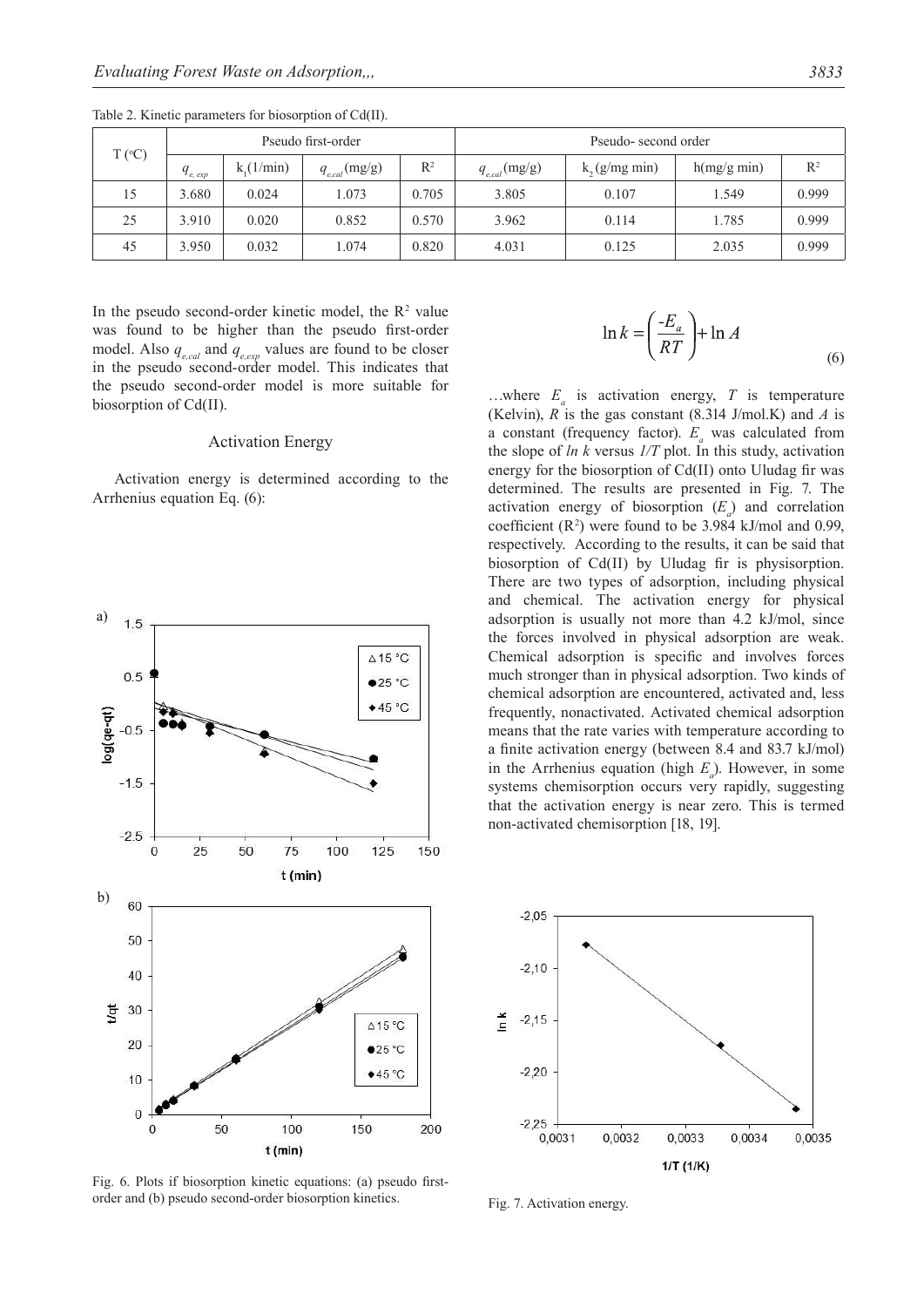Table 2. Kinetic parameters for biosorption of Cd(II).

| T (°C) | Pseudo first-order | | | | Pseudo- second order | | | |
|---|---|---|---|---|---|---|---|---|
| | $q_{e,exp}$ | $k_1$(1/min) | $q_{e,cal}$(mg/g) | $R^2$ | $q_{e,cal}$(mg/g) | $k_2$(g/mg min) | h(mg/g min) | $R^2$ |
| 15 | 3.680 | 0.024 | 1.073 | 0.705 | 3.805 | 0.107 | 1.549 | 0.999 |
| 25 | 3.910 | 0.020 | 0.852 | 0.570 | 3.962 | 0.114 | 1.785 | 0.999 |
| 45 | 3.950 | 0.032 | 1.074 | 0.820 | 4.031 | 0.125 | 2.035 | 0.999 |

In the pseudo second-order kinetic model, the $R^2$ value was found to be higher than the pseudo first-order model. Also $q_{e,cal}$ and $q_{e,exp}$ values are found to be closer in the pseudo second-order model. This indicates that the pseudo second-order model is more suitable for biosorption of Cd(II).

## Activation Energy

Activation energy is determined according to the Arrhenius equation Eq. (6):

$$\ln k = \left( \frac{-E_a}{RT} \right) + \ln A \tag{6}$$

…where $E_a$ is activation energy, $T$ is temperature (Kelvin), $R$ is the gas constant (8.314 J/mol.K) and $A$ is a constant (frequency factor). $E_a$ was calculated from the slope of $ln\ k$ versus $1/T$ plot. In this study, activation energy for the biosorption of Cd(II) onto Uludag fir was determined. The results are presented in Fig. 7. The activation energy of biosorption ($E_a$) and correlation coefficient ($R^2$) were found to be 3.984 kJ/mol and 0.99, respectively. According to the results, it can be said that biosorption of Cd(II) by Uludag fir is physisorption. There are two types of adsorption, including physical and chemical. The activation energy for physical adsorption is usually not more than 4.2 kJ/mol, since the forces involved in physical adsorption are weak. Chemical adsorption is specific and involves forces much stronger than in physical adsorption. Two kinds of chemical adsorption are encountered, activated and, less frequently, nonactivated. Activated chemical adsorption means that the rate varies with temperature according to a finite activation energy (between 8.4 and 83.7 kJ/mol) in the Arrhenius equation (high $E_a$). However, in some systems chemisorption occurs very rapidly, suggesting that the activation energy is near zero. This is termed non-activated chemisorption [18, 19].

Fig. 6. Plots if biosorption kinetic equations: (a) pseudo first-order and (b) pseudo second-order biosorption kinetics.

Fig. 7. Activation energy.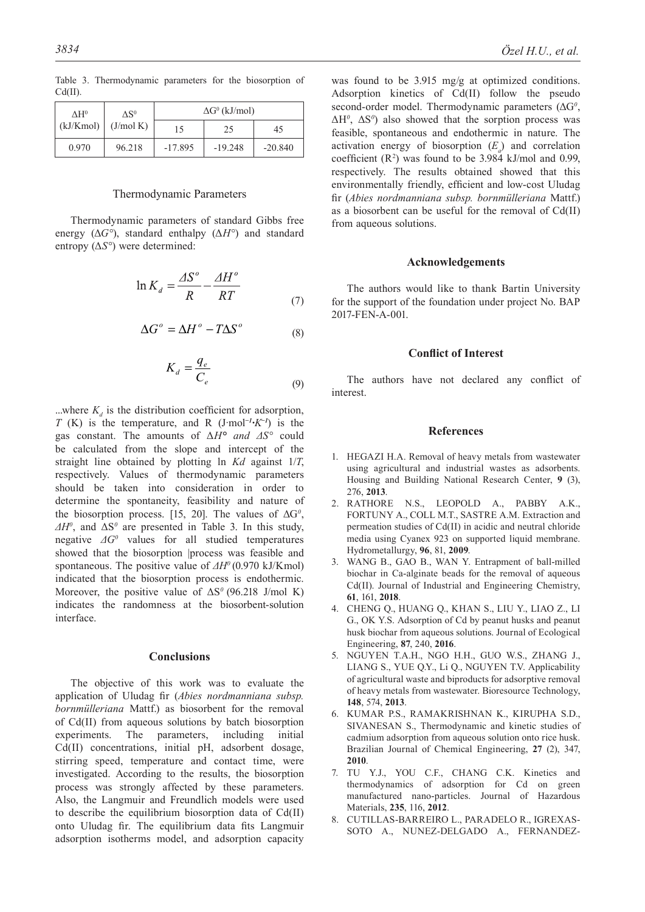Table 3. Thermodynamic parameters for the biosorption of Cd(II).

| $\Delta H^0$ (kJ/Kmol) | $\Delta S^0$ (J/mol K) | $\Delta G^0$ (kJ/mol) | | |
|---|---|---|---|---|
| | | 15 | 25 | 45 |
| 0.970 | 96.218 | -17.895 | -19.248 | -20.840 |

### Thermodynamic Parameters

Thermodynamic parameters of standard Gibbs free energy ($\Delta G°$), standard enthalpy ($\Delta H°$) and standard entropy ($\Delta S°$) were determined:

$$\ln K_d = \frac{\Delta S^o}{R} - \frac{\Delta H^o}{RT} \tag{7}$$

$$\Delta G^o = \Delta H^o - T\Delta S^o \tag{8}$$

$$K_d = \frac{q_e}{C_e} \tag{9}$$

...where $K_d$ is the distribution coefficient for adsorption, $T$ (K) is the temperature, and R (J·mol$^{-1}$·K$^{-1}$) is the gas constant. The amounts of $\Delta H°$ *and* $\Delta S°$ could be calculated from the slope and intercept of the straight line obtained by plotting ln *Kd* against 1/*T*, respectively. Values of thermodynamic parameters should be taken into consideration in order to determine the spontaneity, feasibility and nature of the biosorption process. [15, 20]. The values of $\Delta G^0$, $\Delta H^0$, and $\Delta S^0$ are presented in Table 3. In this study, negative $\Delta G^0$ values for all studied temperatures showed that the biosorption |process was feasible and spontaneous. The positive value of $\Delta H^0$ (0.970 kJ/Kmol) indicated that the biosorption process is endothermic. Moreover, the positive value of $\Delta S^0$ (96.218 J/mol K) indicates the randomness at the biosorbent-solution interface.

## Conclusions

The objective of this work was to evaluate the application of Uludag fir (*Abies nordmanniana subsp. bornmülleriana* Mattf.) as biosorbent for the removal of Cd(II) from aqueous solutions by batch biosorption experiments. The parameters, including initial Cd(II) concentrations, initial pH, adsorbent dosage, stirring speed, temperature and contact time, were investigated. According to the results, the biosorption process was strongly affected by these parameters. Also, the Langmuir and Freundlich models were used to describe the equilibrium biosorption data of Cd(II) onto Uludag fir. The equilibrium data fits Langmuir adsorption isotherms model, and adsorption capacity was found to be 3.915 mg/g at optimized conditions. Adsorption kinetics of Cd(II) follow the pseudo second-order model. Thermodynamic parameters ($\Delta G^0$, $\Delta H^0$, $\Delta S^0$) also showed that the sorption process was feasible, spontaneous and endothermic in nature. The activation energy of biosorption ($E_a$) and correlation coefficient ($R^2$) was found to be 3.984 kJ/mol and 0.99, respectively. The results obtained showed that this environmentally friendly, efficient and low-cost Uludag fir (*Abies nordmanniana subsp. bornmülleriana* Mattf.) as a biosorbent can be useful for the removal of Cd(II) from aqueous solutions.

## Acknowledgements

The authors would like to thank Bartin University for the support of the foundation under project No. BAP 2017-FEN-A-001.

## Conflict of Interest

The authors have not declared any conflict of interest.

## References

1. HEGAZI H.A. Removal of heavy metals from wastewater using agricultural and industrial wastes as adsorbents. Housing and Building National Research Center, **9** (3), 276, **2013**.
2. RATHORE N.S., LEOPOLD A., PABBY A.K., FORTUNY A., COLL M.T., SASTRE A.M. Extraction and permeation studies of Cd(II) in acidic and neutral chloride media using Cyanex 923 on supported liquid membrane. Hydrometallurgy, **96**, 81, **2009**.
3. WANG B., GAO B., WAN Y. Entrapment of ball-milled biochar in Ca-alginate beads for the removal of aqueous Cd(II). Journal of Industrial and Engineering Chemistry, **61**, 161, **2018**.
4. CHENG Q., HUANG Q., KHAN S., LIU Y., LIAO Z., LI G., OK Y.S. Adsorption of Cd by peanut husks and peanut husk biochar from aqueous solutions. Journal of Ecological Engineering, **87**, 240, **2016**.
5. NGUYEN T.A.H., NGO H.H., GUO W.S., ZHANG J., LIANG S., YUE Q.Y., Li Q., NGUYEN T.V. Applicability of agricultural waste and biproducts for adsorptive removal of heavy metals from wastewater. Bioresource Technology, **148**, 574, **2013**.
6. KUMAR P.S., RAMAKRISHNAN K., KIRUPHA S.D., SIVANESAN S., Thermodynamic and kinetic studies of cadmium adsorption from aqueous solution onto rice husk. Brazilian Journal of Chemical Engineering, **27** (2), 347, **2010**.
7. TU Y.J., YOU C.F., CHANG C.K. Kinetics and thermodynamics of adsorption for Cd on green manufactured nano-particles. Journal of Hazardous Materials, **235**, 116, **2012**.
8. CUTILLAS-BARREIRO L., PARADELO R., IGREXAS-SOTO A., NUNEZ-DELGADO A., FERNANDEZ-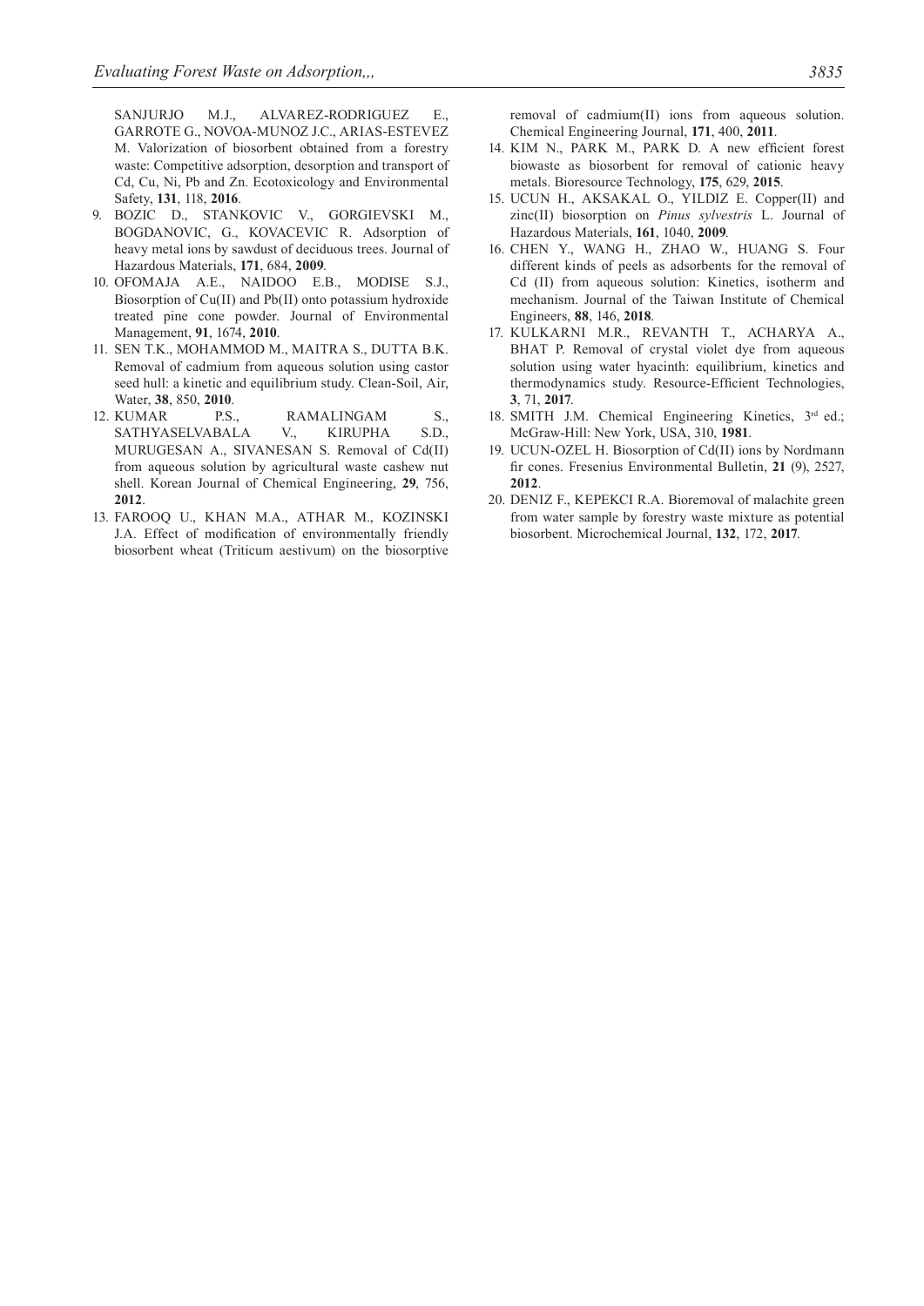SANJURJO M.J., ALVAREZ-RODRIGUEZ E., GARROTE G., NOVOA-MUNOZ J.C., ARIAS-ESTEVEZ M. Valorization of biosorbent obtained from a forestry waste: Competitive adsorption, desorption and transport of Cd, Cu, Ni, Pb and Zn. Ecotoxicology and Environmental Safety, **131**, 118, **2016**.

9. BOZIC D., STANKOVIC V., GORGIEVSKI M., BOGDANOVIC, G., KOVACEVIC R. Adsorption of heavy metal ions by sawdust of deciduous trees. Journal of Hazardous Materials, **171**, 684, **2009**.
10. OFOMAJA A.E., NAIDOO E.B., MODISE S.J., Biosorption of Cu(II) and Pb(II) onto potassium hydroxide treated pine cone powder. Journal of Environmental Management, **91**, 1674, **2010**.
11. SEN T.K., MOHAMMOD M., MAITRA S., DUTTA B.K. Removal of cadmium from aqueous solution using castor seed hull: a kinetic and equilibrium study. Clean-Soil, Air, Water, **38**, 850, **2010**.
12. KUMAR P.S., RAMALINGAM S., SATHYASELVABALA V., KIRUPHA S.D., MURUGESAN A., SIVANESAN S. Removal of Cd(II) from aqueous solution by agricultural waste cashew nut shell. Korean Journal of Chemical Engineering, **29**, 756, **2012**.
13. FAROOQ U., KHAN M.A., ATHAR M., KOZINSKI J.A. Effect of modification of environmentally friendly biosorbent wheat (Triticum aestivum) on the biosorptive removal of cadmium(II) ions from aqueous solution. Chemical Engineering Journal, **171**, 400, **2011**.
14. KIM N., PARK M., PARK D. A new efficient forest biowaste as biosorbent for removal of cationic heavy metals. Bioresource Technology, **175**, 629, **2015**.
15. UCUN H., AKSAKAL O., YILDIZ E. Copper(II) and zinc(II) biosorption on *Pinus sylvestris* L. Journal of Hazardous Materials, **161**, 1040, **2009**.
16. CHEN Y., WANG H., ZHAO W., HUANG S. Four different kinds of peels as adsorbents for the removal of Cd (II) from aqueous solution: Kinetics, isotherm and mechanism. Journal of the Taiwan Institute of Chemical Engineers, **88**, 146, **2018**.
17. KULKARNI M.R., REVANTH T., ACHARYA A., BHAT P. Removal of crystal violet dye from aqueous solution using water hyacinth: equilibrium, kinetics and thermodynamics study. Resource-Efficient Technologies, **3**, 71, **2017**.
18. SMITH J.M. Chemical Engineering Kinetics, 3rd ed.; McGraw-Hill: New York, USA, 310, **1981**.
19. UCUN-OZEL H. Biosorption of Cd(II) ions by Nordmann fir cones. Fresenius Environmental Bulletin, **21** (9), 2527, **2012**.
20. DENIZ F., KEPEKCI R.A. Bioremoval of malachite green from water sample by forestry waste mixture as potential biosorbent. Microchemical Journal, **132**, 172, **2017**.